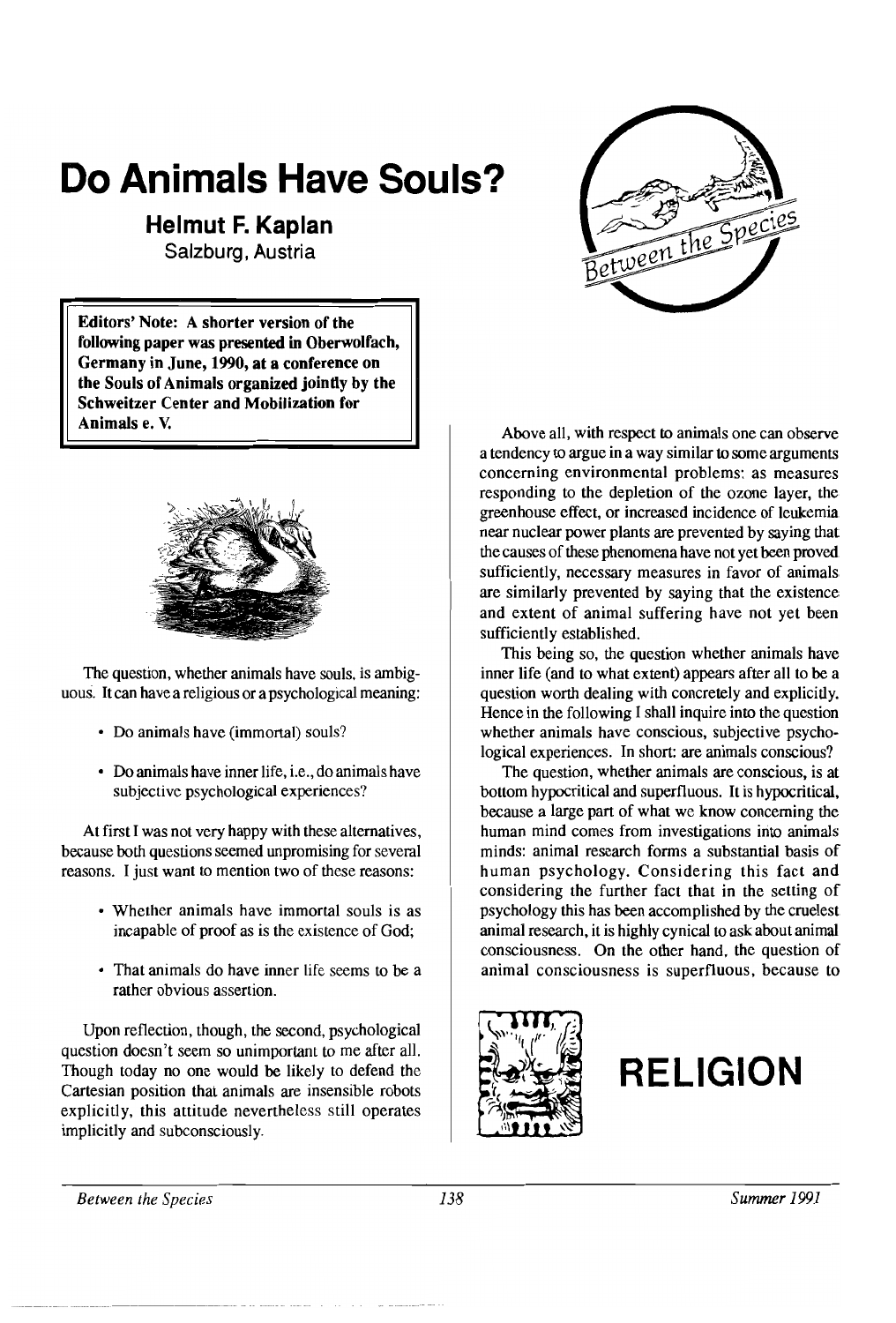# Do Animals Have Souls?

**Helmut F. Kaplan**
Salzburg, Austria

**Editors' Note: A shorter version of the following paper was presented in Oberwolfach, Germany in June, 1990, at a conference on the Souls of Animals organized jointly by the Schweitzer Center and Mobilization for Animals e. V.**

The question, whether animals have souls, is ambiguous. It can have a religious or a psychological meaning:

- Do animals have (immortal) souls?
- Do animals have inner life, i.e., do animals have subjective psychological experiences?

At first I was not very happy with these alternatives, because both questions seemed unpromising for several reasons. I just want to mention two of these reasons:

- Whether animals have immortal souls is as incapable of proof as is the existence of God;
- That animals do have inner life seems to be a rather obvious assertion.

Upon reflection, though, the second, psychological question doesn't seem so unimportant to me after all. Though today no one would be likely to defend the Cartesian position that animals are insensible robots explicitly, this attitude nevertheless still operates implicitly and subconsciously.

Above all, with respect to animals one can observe a tendency to argue in a way similar to some arguments concerning environmental problems: as measures responding to the depletion of the ozone layer, the greenhouse effect, or increased incidence of leukemia near nuclear power plants are prevented by saying that the causes of these phenomena have not yet been proved sufficiently, necessary measures in favor of animals are similarly prevented by saying that the existence and extent of animal suffering have not yet been sufficiently established.

This being so, the question whether animals have inner life (and to what extent) appears after all to be a question worth dealing with concretely and explicitly. Hence in the following I shall inquire into the question whether animals have conscious, subjective psychological experiences. In short: are animals conscious?

The question, whether animals are conscious, is at bottom hypocritical and superfluous. It is hypocritical, because a large part of what we know concerning the human mind comes from investigations into animals minds: animal research forms a substantial basis of human psychology. Considering this fact and considering the further fact that in the setting of psychology this has been accomplished by the cruelest animal research, it is highly cynical to ask about animal consciousness. On the other hand, the question of animal consciousness is superfluous, because to

## RELIGION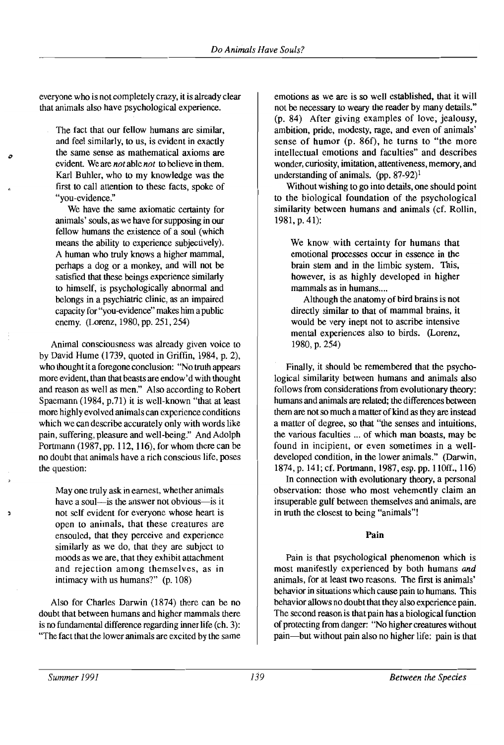everyone who is not completely crazy, it is already clear that animals also have psychological experience.

> The fact that our fellow humans are similar, and feel similarly, to us, is evident in exactly the same sense as mathematical axioms are evident. We are *not* able *not* to believe in them. Karl Buhler, who to my knowledge was the first to call attention to these facts, spoke of "you-evidence."
>
> We have the same axiomatic certainty for animals' souls, as we have for supposing in our fellow humans the existence of a soul (which means the ability to experience subjectively). A human who truly knows a higher mammal, perhaps a dog or a monkey, and will not be satisfied that these beings experience similarly to himself, is psychologically abnormal and belongs in a psychiatric clinic, as an impaired capacity for "you-evidence" makes him a public enemy. (Lorenz, 1980, pp. 251, 254)

Animal consciousness was already given voice to by David Hume (1739, quoted in Griffin, 1984, p. 2), who thought it a foregone conclusion: "No truth appears more evident, than that beasts are endow'd with thought and reason as well as men." Also according to Robert Spaemann (1984, p.71) it is well-known "that at least more highly evolved animals can experience conditions which we can describe accurately only with words like pain, suffering, pleasure and well-being." And Adolph Portmann (1987, pp. 112, 116), for whom there can be no doubt that animals have a rich conscious life, poses the question:

> May one truly ask in earnest, whether animals have a soul—is the answer not obvious—is it not self evident for everyone whose heart is open to animals, that these creatures are ensouled, that they perceive and experience similarly as we do, that they are subject to moods as we are, that they exhibit attachment and rejection among themselves, as in intimacy with us humans?" (p. 108)

Also for Charles Darwin (1874) there can be no doubt that between humans and higher mammals there is no fundamental difference regarding inner life (ch. 3): "The fact that the lower animals are excited by the same emotions as we are is so well established, that it will not be necessary to weary the reader by many details." (p. 84) After giving examples of love, jealousy, ambition, pride, modesty, rage, and even of animals' sense of humor (p. 86f), he turns to "the more intellectual emotions and faculties" and describes wonder, curiosity, imitation, attentiveness, memory, and understanding of animals. (pp. 87-92)[1]

Without wishing to go into details, one should point to the biological foundation of the psychological similarity between humans and animals (cf. Rollin, 1981, p. 41):

> We know with certainty for humans that emotional processes occur in essence in the brain stem and in the limbic system. This, however, is as highly developed in higher mammals as in humans....
>
> Although the anatomy of bird brains is not directly similar to that of mammal brains, it would be very inept not to ascribe intensive mental experiences also to birds. (Lorenz, 1980, p. 254)

Finally, it should be remembered that the psychological similarity between humans and animals also follows from considerations from evolutionary theory: humans and animals are related; the differences between them are not so much a matter of kind as they are instead a matter of degree, so that "the senses and intuitions, the various faculties ... of which man boasts, may be found in incipient, or even sometimes in a well-developed condition, in the lower animals." (Darwin, 1874, p. 141; cf. Portmann, 1987, esp. pp. 110ff., 116)

In connection with evolutionary theory, a personal observation: those who most vehemently claim an insuperable gulf between themselves and animals, are in truth the closest to being "animals"!

## Pain

Pain is that psychological phenomenon which is most manifestly experienced by both humans *and* animals, for at least two reasons. The first is animals' behavior in situations which cause pain to humans. This behavior allows no doubt that they also experience pain. The second reason is that pain has a biological function of protecting from danger: "No higher creatures without pain—but without pain also no higher life: pain is that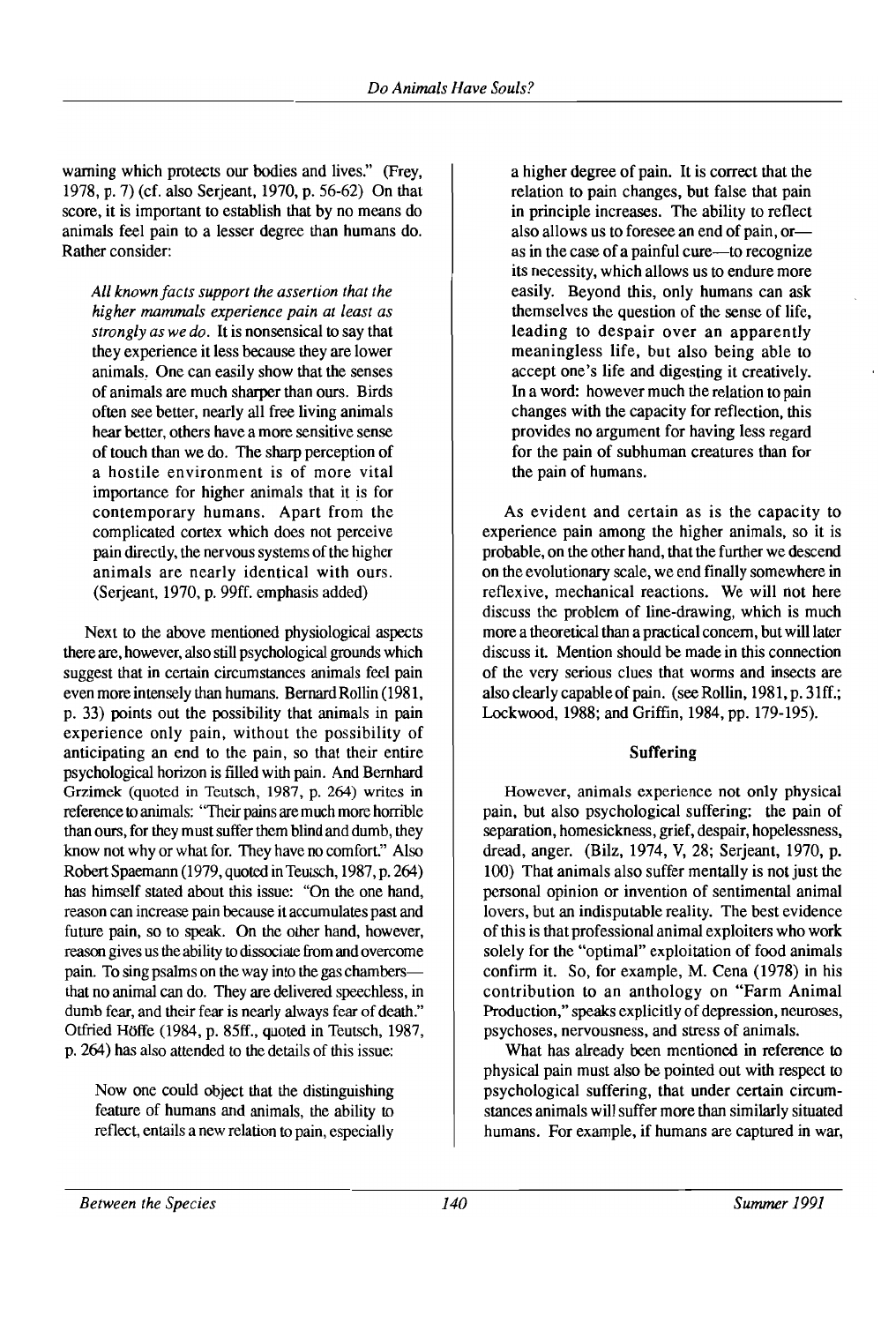warning which protects our bodies and lives." (Frey, 1978, p. 7) (cf. also Serjeant, 1970, p. 56-62) On that score, it is important to establish that by no means do animals feel pain to a lesser degree than humans do. Rather consider:

> *All known facts support the assertion that the higher mammals experience pain at least as strongly as we do.* It is nonsensical to say that they experience it less because they are lower animals. One can easily show that the senses of animals are much sharper than ours. Birds often see better, nearly all free living animals hear better, others have a more sensitive sense of touch than we do. The sharp perception of a hostile environment is of more vital importance for higher animals that it is for contemporary humans. Apart from the complicated cortex which does not perceive pain directly, the nervous systems of the higher animals are nearly identical with ours. (Serjeant, 1970, p. 99ff. emphasis added)

Next to the above mentioned physiological aspects there are, however, also still psychological grounds which suggest that in certain circumstances animals feel pain even more intensely than humans. Bernard Rollin (1981, p. 33) points out the possibility that animals in pain experience only pain, without the possibility of anticipating an end to the pain, so that their entire psychological horizon is filled with pain. And Bernhard Grzimek (quoted in Teutsch, 1987, p. 264) writes in reference to animals: "Their pains are much more horrible than ours, for they must suffer them blind and dumb, they know not why or what for. They have no comfort." Also Robert Spaemann (1979, quoted in Teutsch, 1987, p. 264) has himself stated about this issue: "On the one hand, reason can increase pain because it accumulates past and future pain, so to speak. On the other hand, however, reason gives us the ability to dissociate from and overcome pain. To sing psalms on the way into the gas chambers—that no animal can do. They are delivered speechless, in dumb fear, and their fear is nearly always fear of death." Otfried Höffe (1984, p. 85ff., quoted in Teutsch, 1987, p. 264) has also attended to the details of this issue:

> Now one could object that the distinguishing feature of humans and animals, the ability to reflect, entails a new relation to pain, especially a higher degree of pain. It is correct that the relation to pain changes, but false that pain in principle increases. The ability to reflect also allows us to foresee an end of pain, or—as in the case of a painful cure—to recognize its necessity, which allows us to endure more easily. Beyond this, only humans can ask themselves the question of the sense of life, leading to despair over an apparently meaningless life, but also being able to accept one's life and digesting it creatively. In a word: however much the relation to pain changes with the capacity for reflection, this provides no argument for having less regard for the pain of subhuman creatures than for the pain of humans.

As evident and certain as is the capacity to experience pain among the higher animals, so it is probable, on the other hand, that the further we descend on the evolutionary scale, we end finally somewhere in reflexive, mechanical reactions. We will not here discuss the problem of line-drawing, which is much more a theoretical than a practical concern, but will later discuss it. Mention should be made in this connection of the very serious clues that worms and insects are also clearly capable of pain. (see Rollin, 1981, p. 31ff.; Lockwood, 1988; and Griffin, 1984, pp. 179-195).

## Suffering

However, animals experience not only physical pain, but also psychological suffering: the pain of separation, homesickness, grief, despair, hopelessness, dread, anger. (Bilz, 1974, V, 28; Serjeant, 1970, p. 100) That animals also suffer mentally is not just the personal opinion or invention of sentimental animal lovers, but an indisputable reality. The best evidence of this is that professional animal exploiters who work solely for the "optimal" exploitation of food animals confirm it. So, for example, M. Cena (1978) in his contribution to an anthology on "Farm Animal Production," speaks explicitly of depression, neuroses, psychoses, nervousness, and stress of animals.

What has already been mentioned in reference to physical pain must also be pointed out with respect to psychological suffering, that under certain circumstances animals will suffer more than similarly situated humans. For example, if humans are captured in war,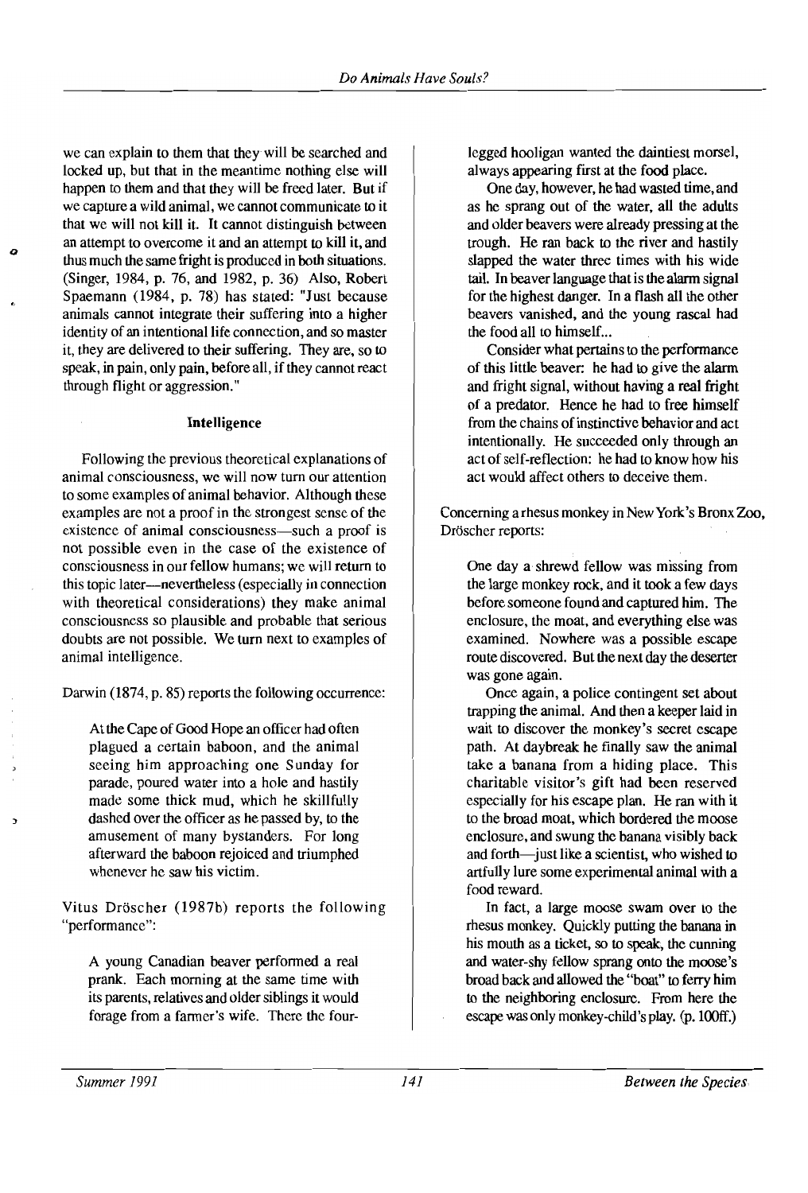we can explain to them that they will be searched and locked up, but that in the meantime nothing else will happen to them and that they will be freed later. But if we capture a wild animal, we cannot communicate to it that we will not kill it. It cannot distinguish between an attempt to overcome it and an attempt to kill it, and thus much the same fright is produced in both situations. (Singer, 1984, p. 76, and 1982, p. 36) Also, Robert Spaemann (1984, p. 78) has stated: "Just because animals cannot integrate their suffering into a higher identity of an intentional life connection, and so master it, they are delivered to their suffering. They are, so to speak, in pain, only pain, before all, if they cannot react through flight or aggression."

### Intelligence

Following the previous theoretical explanations of animal consciousness, we will now turn our attention to some examples of animal behavior. Although these examples are not a proof in the strongest sense of the existence of animal consciousness—such a proof is not possible even in the case of the existence of consciousness in our fellow humans; we will return to this topic later—nevertheless (especially in connection with theoretical considerations) they make animal consciousness so plausible and probable that serious doubts are not possible. We turn next to examples of animal intelligence.

Darwin (1874, p. 85) reports the following occurrence:

> At the Cape of Good Hope an officer had often plagued a certain baboon, and the animal seeing him approaching one Sunday for parade, poured water into a hole and hastily made some thick mud, which he skillfully dashed over the officer as he passed by, to the amusement of many bystanders. For long afterward the baboon rejoiced and triumphed whenever he saw his victim.

Vitus Dröscher (1987b) reports the following "performance":

> A young Canadian beaver performed a real prank. Each morning at the same time with its parents, relatives and older siblings it would forage from a farmer's wife. There the four-legged hooligan wanted the daintiest morsel, always appearing first at the food place.
>
> One day, however, he had wasted time, and as he sprang out of the water, all the adults and older beavers were already pressing at the trough. He ran back to the river and hastily slapped the water three times with his wide tail. In beaver language that is the alarm signal for the highest danger. In a flash all the other beavers vanished, and the young rascal had the food all to himself...
>
> Consider what pertains to the performance of this little beaver: he had to give the alarm and fright signal, without having a real fright of a predator. Hence he had to free himself from the chains of instinctive behavior and act intentionally. He succeeded only through an act of self-reflection: he had to know how his act would affect others to deceive them.

Concerning a rhesus monkey in New York's Bronx Zoo, Dröscher reports:

> One day a shrewd fellow was missing from the large monkey rock, and it took a few days before someone found and captured him. The enclosure, the moat, and everything else was examined. Nowhere was a possible escape route discovered. But the next day the deserter was gone again.
>
> Once again, a police contingent set about trapping the animal. And then a keeper laid in wait to discover the monkey's secret escape path. At daybreak he finally saw the animal take a banana from a hiding place. This charitable visitor's gift had been reserved especially for his escape plan. He ran with it to the broad moat, which bordered the moose enclosure, and swung the banana visibly back and forth—just like a scientist, who wished to artfully lure some experimental animal with a food reward.
>
> In fact, a large moose swam over to the rhesus monkey. Quickly putting the banana in his mouth as a ticket, so to speak, the cunning and water-shy fellow sprang onto the moose's broad back and allowed the "boat" to ferry him to the neighboring enclosure. From here the escape was only monkey-child's play. (p. 100ff.)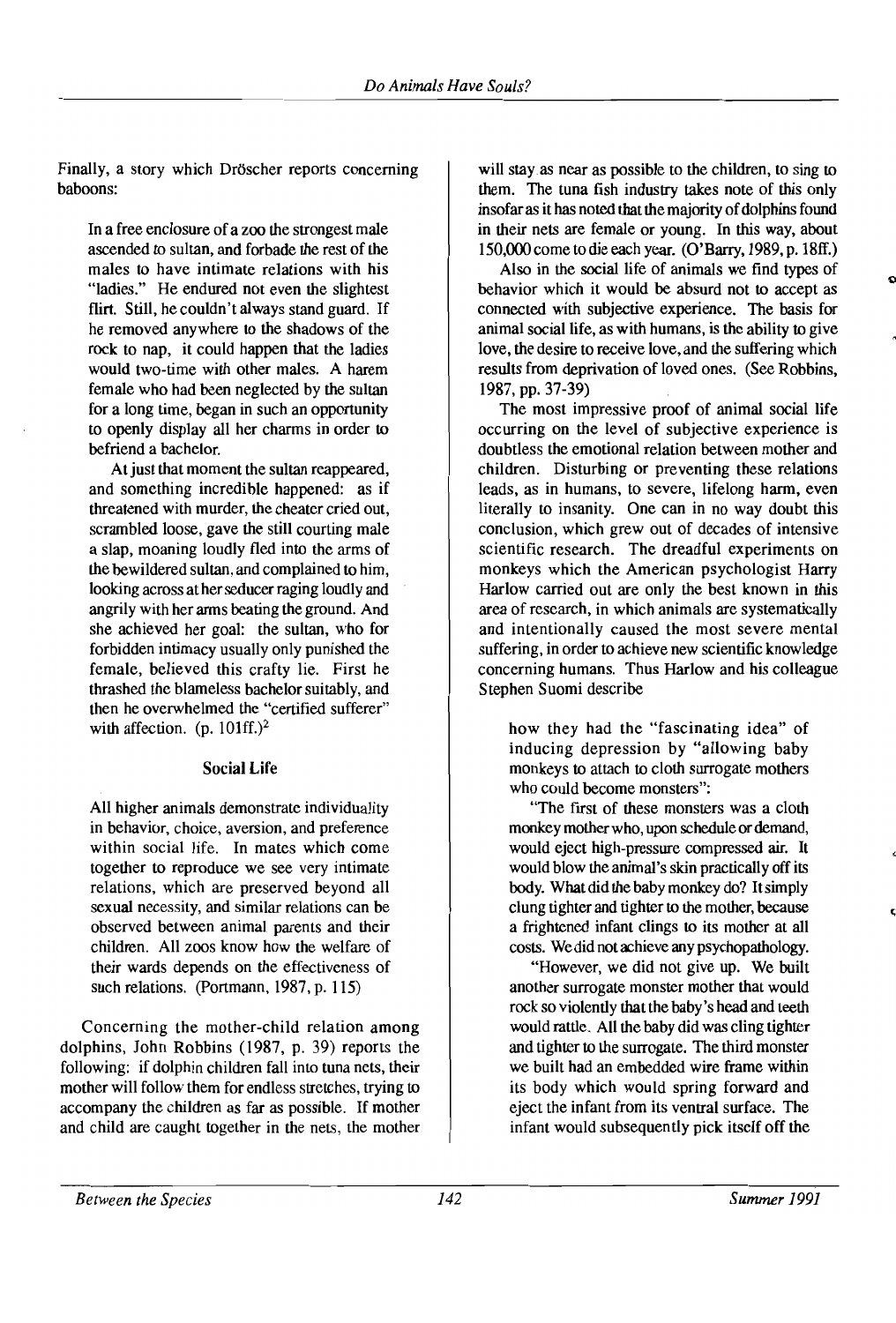Finally, a story which Dröscher reports concerning baboons:

> In a free enclosure of a zoo the strongest male ascended to sultan, and forbade the rest of the males to have intimate relations with his "ladies." He endured not even the slightest flirt. Still, he couldn't always stand guard. If he removed anywhere to the shadows of the rock to nap, it could happen that the ladies would two-time with other males. A harem female who had been neglected by the sultan for a long time, began in such an opportunity to openly display all her charms in order to befriend a bachelor.
>
> At just that moment the sultan reappeared, and something incredible happened: as if threatened with murder, the cheater cried out, scrambled loose, gave the still courting male a slap, moaning loudly fled into the arms of the bewildered sultan, and complained to him, looking across at her seducer raging loudly and angrily with her arms beating the ground. And she achieved her goal: the sultan, who for forbidden intimacy usually only punished the female, believed this crafty lie. First he thrashed the blameless bachelor suitably, and then he overwhelmed the "certified sufferer" with affection. (p. 101ff.)[2]

### Social Life

> All higher animals demonstrate individuality in behavior, choice, aversion, and preference within social life. In mates which come together to reproduce we see very intimate relations, which are preserved beyond all sexual necessity, and similar relations can be observed between animal parents and their children. All zoos know how the welfare of their wards depends on the effectiveness of such relations. (Portmann, 1987, p. 115)

Concerning the mother-child relation among dolphins, John Robbins (1987, p. 39) reports the following: if dolphin children fall into tuna nets, their mother will follow them for endless stretches, trying to accompany the children as far as possible. If mother and child are caught together in the nets, the mother will stay as near as possible to the children, to sing to them. The tuna fish industry takes note of this only insofar as it has noted that the majority of dolphins found in their nets are female or young. In this way, about 150,000 come to die each year. (O'Barry, 1989, p. 18ff.)

Also in the social life of animals we find types of behavior which it would be absurd not to accept as connected with subjective experience. The basis for animal social life, as with humans, is the ability to give love, the desire to receive love, and the suffering which results from deprivation of loved ones. (See Robbins, 1987, pp. 37-39)

The most impressive proof of animal social life occurring on the level of subjective experience is doubtless the emotional relation between mother and children. Disturbing or preventing these relations leads, as in humans, to severe, lifelong harm, even literally to insanity. One can in no way doubt this conclusion, which grew out of decades of intensive scientific research. The dreadful experiments on monkeys which the American psychologist Harry Harlow carried out are only the best known in this area of research, in which animals are systematically and intentionally caused the most severe mental suffering, in order to achieve new scientific knowledge concerning humans. Thus Harlow and his colleague Stephen Suomi describe

> how they had the "fascinating idea" of inducing depression by "allowing baby monkeys to attach to cloth surrogate mothers who could become monsters":
>
> "The first of these monsters was a cloth monkey mother who, upon schedule or demand, would eject high-pressure compressed air. It would blow the animal's skin practically off its body. What did the baby monkey do? It simply clung tighter and tighter to the mother, because a frightened infant clings to its mother at all costs. We did not achieve any psychopathology.
>
> "However, we did not give up. We built another surrogate monster mother that would rock so violently that the baby's head and teeth would rattle. All the baby did was cling tighter and tighter to the surrogate. The third monster we built had an embedded wire frame within its body which would spring forward and eject the infant from its ventral surface. The infant would subsequently pick itself off the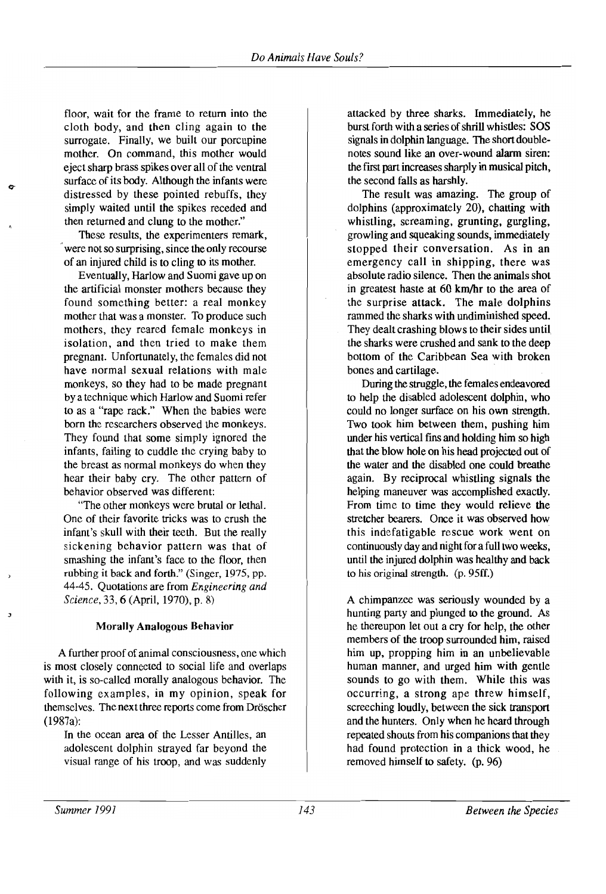floor, wait for the frame to return into the cloth body, and then cling again to the surrogate. Finally, we built our porcupine mother. On command, this mother would eject sharp brass spikes over all of the ventral surface of its body. Although the infants were distressed by these pointed rebuffs, they simply waited until the spikes receded and then returned and clung to the mother."

These results, the experimenters remark, were not so surprising, since the only recourse of an injured child is to cling to its mother.

Eventually, Harlow and Suomi gave up on the artificial monster mothers because they found something better: a real monkey mother that was a monster. To produce such mothers, they reared female monkeys in isolation, and then tried to make them pregnant. Unfortunately, the females did not have normal sexual relations with male monkeys, so they had to be made pregnant by a technique which Harlow and Suomi refer to as a "rape rack." When the babies were born the researchers observed the monkeys. They found that some simply ignored the infants, failing to cuddle the crying baby to the breast as normal monkeys do when they hear their baby cry. The other pattern of behavior observed was different:

"The other monkeys were brutal or lethal. One of their favorite tricks was to crush the infant's skull with their teeth. But the really sickening behavior pattern was that of smashing the infant's face to the floor, then rubbing it back and forth." (Singer, 1975, pp. 44-45. Quotations are from *Engineering and Science*, 33, 6 (April, 1970), p. 8)

### Morally Analogous Behavior

A further proof of animal consciousness, one which is most closely connected to social life and overlaps with it, is so-called morally analogous behavior. The following examples, in my opinion, speak for themselves. The next three reports come from Dröscher (1987a):

> In the ocean area of the Lesser Antilles, an adolescent dolphin strayed far beyond the visual range of his troop, and was suddenly attacked by three sharks. Immediately, he burst forth with a series of shrill whistles: SOS signals in dolphin language. The short double-notes sound like an over-wound alarm siren: the first part increases sharply in musical pitch, the second falls as harshly.
>
> The result was amazing. The group of dolphins (approximately 20), chatting with whistling, screaming, grunting, gurgling, growling and squeaking sounds, immediately stopped their conversation. As in an emergency call in shipping, there was absolute radio silence. Then the animals shot in greatest haste at 60 km/hr to the area of the surprise attack. The male dolphins rammed the sharks with undiminished speed. They dealt crashing blows to their sides until the sharks were crushed and sank to the deep bottom of the Caribbean Sea with broken bones and cartilage.
>
> During the struggle, the females endeavored to help the disabled adolescent dolphin, who could no longer surface on his own strength. Two took him between them, pushing him under his vertical fins and holding him so high that the blow hole on his head projected out of the water and the disabled one could breathe again. By reciprocal whistling signals the helping maneuver was accomplished exactly. From time to time they would relieve the stretcher bearers. Once it was observed how this indefatigable rescue work went on continuously day and night for a full two weeks, until the injured dolphin was healthy and back to his original strength. (p. 95ff.)

> A chimpanzee was seriously wounded by a hunting party and plunged to the ground. As he thereupon let out a cry for help, the other members of the troop surrounded him, raised him up, propping him in an unbelievable human manner, and urged him with gentle sounds to go with them. While this was occurring, a strong ape threw himself, screeching loudly, between the sick transport and the hunters. Only when he heard through repeated shouts from his companions that they had found protection in a thick wood, he removed himself to safety. (p. 96)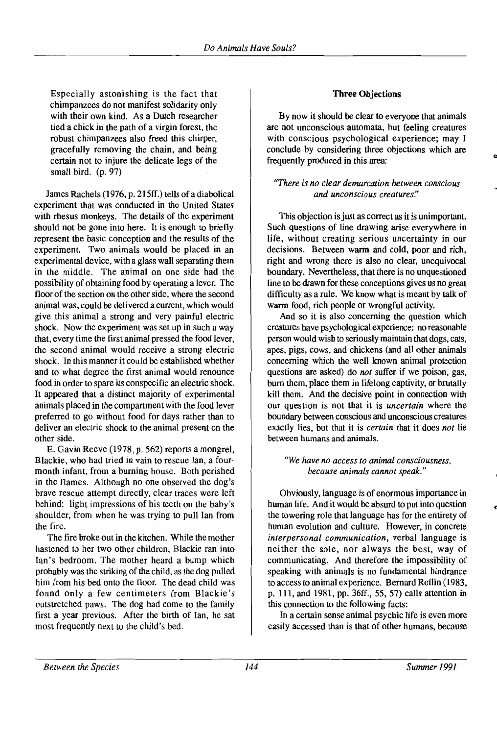> Especially astonishing is the fact that chimpanzees do not manifest solidarity only with their own kind. As a Dutch researcher tied a chick in the path of a virgin forest, the robust chimpanzees also freed this chirper, gracefully removing the chain, and being certain not to injure the delicate legs of the small bird. (p. 97)

James Rachels (1976, p. 215ff.) tells of a diabolical experiment that was conducted in the United States with rhesus monkeys. The details of the experiment should not be gone into here. It is enough to briefly represent the basic conception and the results of the experiment. Two animals would be placed in an experimental device, with a glass wall separating them in the middle. The animal on one side had the possibility of obtaining food by operating a lever. The floor of the section on the other side, where the second animal was, could be delivered a current, which would give this animal a strong and very painful electric shock. Now the experiment was set up in such a way that, every time the first animal pressed the food lever, the second animal would receive a strong electric shock. In this manner it could be established whether and to what degree the first animal would renounce food in order to spare its conspecific an electric shock. It appeared that a distinct majority of experimental animals placed in the compartment with the food lever preferred to go without food for days rather than to deliver an electric shock to the animal present on the other side.

E. Gavin Reeve (1978, p. 562) reports a mongrel, Blackie, who had tried in vain to rescue Ian, a four-month infant, from a burning house. Both perished in the flames. Although no one observed the dog's brave rescue attempt directly, clear traces were left behind: light impressions of his teeth on the baby's shoulder, from when he was trying to pull Ian from the fire.

The fire broke out in the kitchen. While the mother hastened to her two other children, Blackie ran into Ian's bedroom. The mother heard a bump which probably was the striking of the child, as the dog pulled him from his bed onto the floor. The dead child was found only a few centimeters from Blackie's outstretched paws. The dog had come to the family first a year previous. After the birth of Ian, he sat most frequently next to the child's bed.

## Three Objections

By now it should be clear to everyone that animals are not unconscious automata, but feeling creatures with conscious psychological experience; may I conclude by considering three objections which are frequently produced in this area:

*"There is no clear demarcation between conscious and unconscious creatures."*

This objection is just as correct as it is unimportant. Such questions of line drawing arise everywhere in life, without creating serious uncertainty in our decisions. Between warm and cold, poor and rich, right and wrong there is also no clear, unequivocal boundary. Nevertheless, that there is no unquestioned line to be drawn for these conceptions gives us no great difficulty as a rule. We know what is meant by talk of warm food, rich people or wrongful activity.

And so it is also concerning the question which creatures have psychological experience: no reasonable person would wish to seriously maintain that dogs, cats, apes, pigs, cows, and chickens (and all other animals concerning which the well known animal protection questions are asked) do *not* suffer if we poison, gas, burn them, place them in lifelong captivity, or brutally kill them. And the decisive point in connection with our question is not that it is *uncertain* where the boundary between conscious and unconscious creatures exactly lies, but that it is *certain* that it does *not* lie between humans and animals.

*"We have no access to animal consciousness, because animals cannot speak."*

Obviously, language is of enormous importance in human life. And it would be absurd to put into question the towering role that language has for the entirety of human evolution and culture. However, in concrete *interpersonal communication*, verbal language is neither the sole, nor always the best, way of communicating. And therefore the impossibility of speaking with animals is no fundamental hindrance to access to animal experience. Bernard Rollin (1983, p. 111, and 1981, pp. 36ff., 55, 57) calls attention in this connection to the following facts:

In a certain sense animal psychic life is even more easily accessed than is that of other humans, because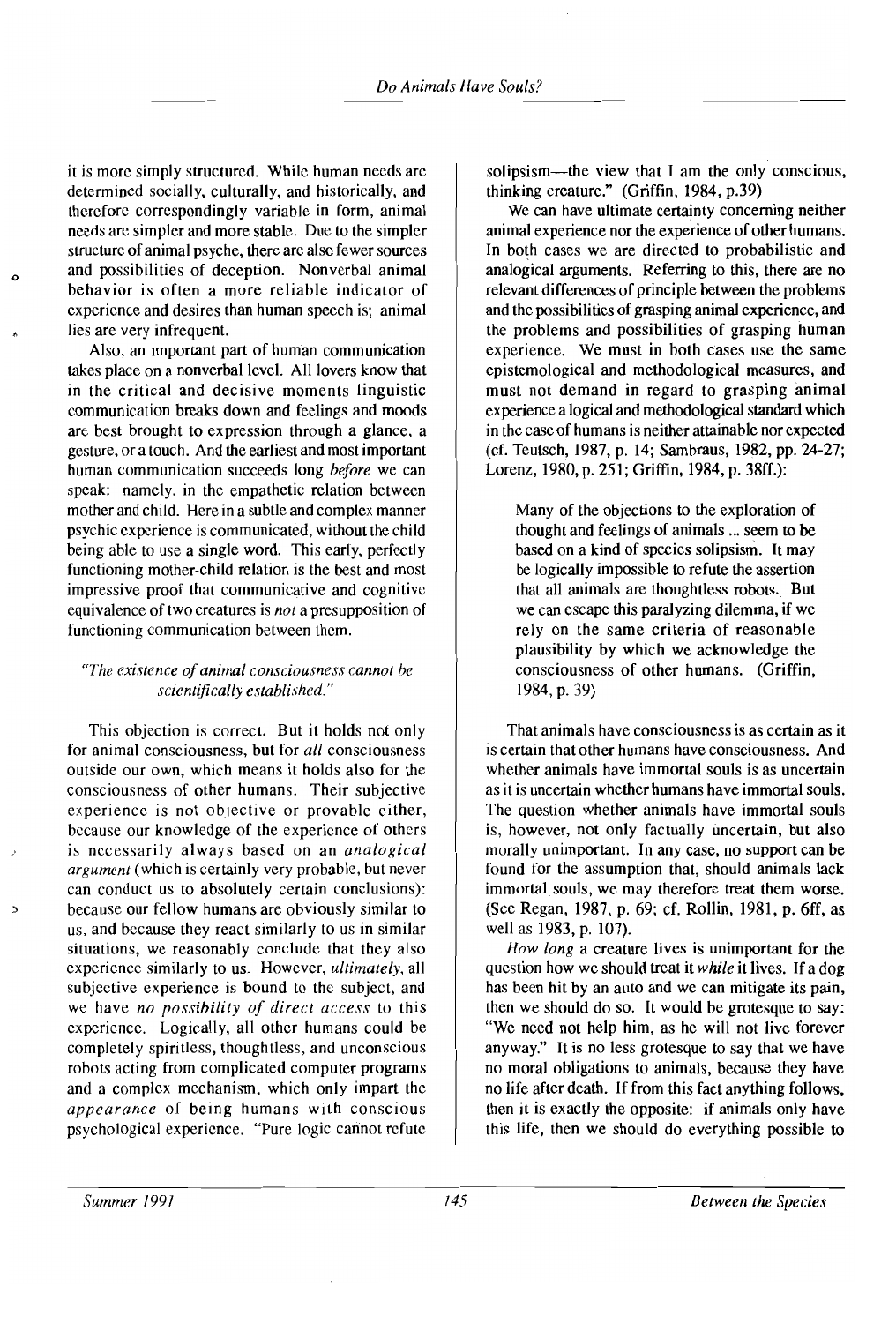it is more simply structured. While human needs are determined socially, culturally, and historically, and therefore correspondingly variable in form, animal needs are simpler and more stable. Due to the simpler structure of animal psyche, there are also fewer sources and possibilities of deception. Nonverbal animal behavior is often a more reliable indicator of experience and desires than human speech is; animal lies are very infrequent.

Also, an important part of human communication takes place on a nonverbal level. All lovers know that in the critical and decisive moments linguistic communication breaks down and feelings and moods are best brought to expression through a glance, a gesture, or a touch. And the earliest and most important human communication succeeds long *before* we can speak: namely, in the empathetic relation between mother and child. Here in a subtle and complex manner psychic experience is communicated, without the child being able to use a single word. This early, perfectly functioning mother-child relation is the best and most impressive proof that communicative and cognitive equivalence of two creatures is *not* a presupposition of functioning communication between them.

### *"The existence of animal consciousness cannot be scientifically established."*

This objection is correct. But it holds not only for animal consciousness, but for *all* consciousness outside our own, which means it holds also for the consciousness of other humans. Their subjective experience is not objective or provable either, because our knowledge of the experience of others is necessarily always based on an *analogical argument* (which is certainly very probable, but never can conduct us to absolutely certain conclusions): because our fellow humans are obviously similar to us, and because they react similarly to us in similar situations, we reasonably conclude that they also experience similarly to us. However, *ultimately*, all subjective experience is bound to the subject, and we have *no possibility of direct access* to this experience. Logically, all other humans could be completely spiritless, thoughtless, and unconscious robots acting from complicated computer programs and a complex mechanism, which only impart the *appearance* of being humans with conscious psychological experience. "Pure logic cannot refute solipsism—the view that I am the only conscious, thinking creature." (Griffin, 1984, p.39)

We can have ultimate certainty concerning neither animal experience nor the experience of other humans. In both cases we are directed to probabilistic and analogical arguments. Referring to this, there are no relevant differences of principle between the problems and the possibilities of grasping animal experience, and the problems and possibilities of grasping human experience. We must in both cases use the same epistemological and methodological measures, and must not demand in regard to grasping animal experience a logical and methodological standard which in the case of humans is neither attainable nor expected (cf. Teutsch, 1987, p. 14; Sambraus, 1982, pp. 24-27; Lorenz, 1980, p. 251; Griffin, 1984, p. 38ff.):

> Many of the objections to the exploration of thought and feelings of animals ... seem to be based on a kind of species solipsism. It may be logically impossible to refute the assertion that all animals are thoughtless robots. But we can escape this paralyzing dilemma, if we rely on the same criteria of reasonable plausibility by which we acknowledge the consciousness of other humans. (Griffin, 1984, p. 39)

That animals have consciousness is as certain as it is certain that other humans have consciousness. And whether animals have immortal souls is as uncertain as it is uncertain whether humans have immortal souls. The question whether animals have immortal souls is, however, not only factually uncertain, but also morally unimportant. In any case, no support can be found for the assumption that, should animals lack immortal souls, we may therefore treat them worse. (See Regan, 1987, p. 69; cf. Rollin, 1981, p. 6ff, as well as 1983, p. 107).

*How long* a creature lives is unimportant for the question how we should treat it *while* it lives. If a dog has been hit by an auto and we can mitigate its pain, then we should do so. It would be grotesque to say: "We need not help him, as he will not live forever anyway." It is no less grotesque to say that we have no moral obligations to animals, because they have no life after death. If from this fact anything follows, then it is exactly the opposite: if animals only have this life, then we should do everything possible to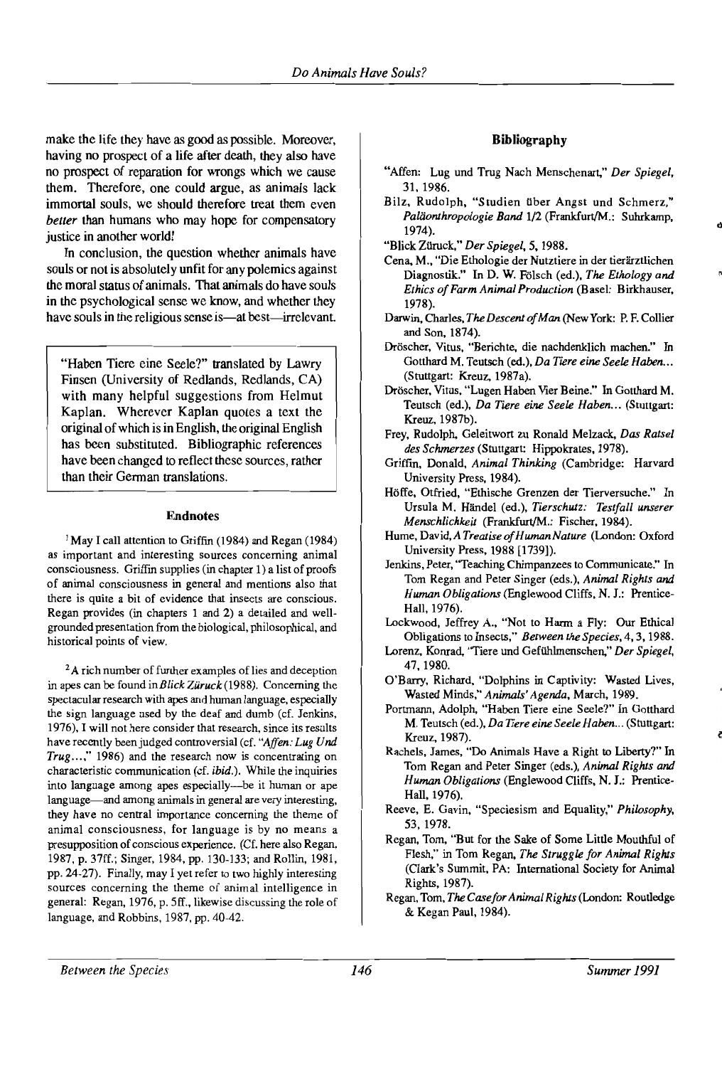make the life they have as good as possible. Moreover, having no prospect of a life after death, they also have no prospect of reparation for wrongs which we cause them. Therefore, one could argue, as animals lack immortal souls, we should therefore treat them even *better* than humans who may hope for compensatory justice in another world!

In conclusion, the question whether animals have souls or not is absolutely unfit for any polemics against the moral status of animals. That animals do have souls in the psychological sense we know, and whether they have souls in the religious sense is—at best—irrelevant.

> "Haben Tiere eine Seele?" translated by Lawry Finsen (University of Redlands, Redlands, CA) with many helpful suggestions from Helmut Kaplan. Wherever Kaplan quotes a text the original of which is in English, the original English has been substituted. Bibliographic references have been changed to reflect these sources, rather than their German translations.

### Endnotes

[1] May I call attention to Griffin (1984) and Regan (1984) as important and interesting sources concerning animal consciousness. Griffin supplies (in chapter 1) a list of proofs of animal consciousness in general and mentions also that there is quite a bit of evidence that insects are conscious. Regan provides (in chapters 1 and 2) a detailed and well-grounded presentation from the biological, philosophical, and historical points of view.

[2] A rich number of further examples of lies and deception in apes can be found in *Blick Züruck* (1988). Concerning the spectacular research with apes and human language, especially the sign language used by the deaf and dumb (cf. Jenkins, 1976), I will not here consider that research, since its results have recently been judged controversial (cf. "*Affen: Lug Und Trug*...," 1986) and the research now is concentrating on characteristic communication (cf. *ibid.*). While the inquiries into language among apes especially—be it human or ape language—and among animals in general are very interesting, they have no central importance concerning the theme of animal consciousness, for language is by no means a presupposition of conscious experience. (Cf. here also Regan, 1987, p. 37ff.; Singer, 1984, pp. 130-133; and Rollin, 1981, pp. 24-27). Finally, may I yet refer to two highly interesting sources concerning the theme of animal intelligence in general: Regan, 1976, p. 5ff., likewise discussing the role of language, and Robbins, 1987, pp. 40-42.

### Bibliography

"Affen: Lug und Trug Nach Menschenart," *Der Spiegel*, 31, 1986.

Bilz, Rudolph, "Studien über Angst und Schmerz," *Paläonthropologie Band* 1/2 (Frankfurt/M.: Suhrkamp, 1974).

"Blick Zürück," *Der Spiegel*, 5, 1988.

Cena, M., "Die Ethologie der Nutztiere in der tierärztlichen Diagnostik." In D. W. Fölsch (ed.), *The Ethology and Ethics of Farm Animal Production* (Basel: Birkhauser, 1978).

Darwin, Charles, *The Descent of Man* (New York: P. F. Collier and Son, 1874).

Dröscher, Vitus, "Berichte, die nachdenklich machen." In Gotthard M. Teutsch (ed.), *Da Tiere eine Seele Haben...* (Stuttgart: Kreuz, 1987a).

Dröscher, Vitus, "Lugen Haben Vier Beine." In Gotthard M. Teutsch (ed.), *Da Tiere eine Seele Haben...* (Stuttgart: Kreuz, 1987b).

Frey, Rudolph, Geleitwort zu Ronald Melzack, *Das Ratsel des Schmerzes* (Stuttgart: Hippokrates, 1978).

Griffin, Donald, *Animal Thinking* (Cambridge: Harvard University Press, 1984).

Höffe, Otfried, "Ethische Grenzen der Tierversuche." In Ursula M. Händel (ed.), *Tierschutz: Testfall unserer Menschlichkeit* (Frankfurt/M.: Fischer, 1984).

Hume, David, *A Treatise of Human Nature* (London: Oxford University Press, 1988 [1739]).

Jenkins, Peter, "Teaching Chimpanzees to Communicate." In Tom Regan and Peter Singer (eds.), *Animal Rights and Human Obligations* (Englewood Cliffs, N. J.: Prentice-Hall, 1976).

Lockwood, Jeffrey A., "Not to Harm a Fly: Our Ethical Obligations to Insects," *Between the Species*, 4, 3, 1988.

Lorenz, Konrad, "Tiere und Gefühlmenschen," *Der Spiegel*, 47, 1980.

O'Barry, Richard, "Dolphins in Captivity: Wasted Lives, Wasted Minds," *Animals' Agenda*, March, 1989.

Portmann, Adolph, "Haben Tiere eine Seele?" In Gotthard M. Teutsch (ed.), *Da Tiere eine Seele Haben...* (Stuttgart: Kreuz, 1987).

Rachels, James, "Do Animals Have a Right to Liberty?" In Tom Regan and Peter Singer (eds.), *Animal Rights and Human Obligations* (Englewood Cliffs, N. J.: Prentice-Hall, 1976).

Reeve, E. Gavin, "Speciesism and Equality," *Philosophy*, 53, 1978.

Regan, Tom, "But for the Sake of Some Little Mouthful of Flesh," in Tom Regan, *The Struggle for Animal Rights* (Clark's Summit, PA: International Society for Animal Rights, 1987).

Regan, Tom, *The Case for Animal Rights* (London: Routledge & Kegan Paul, 1984).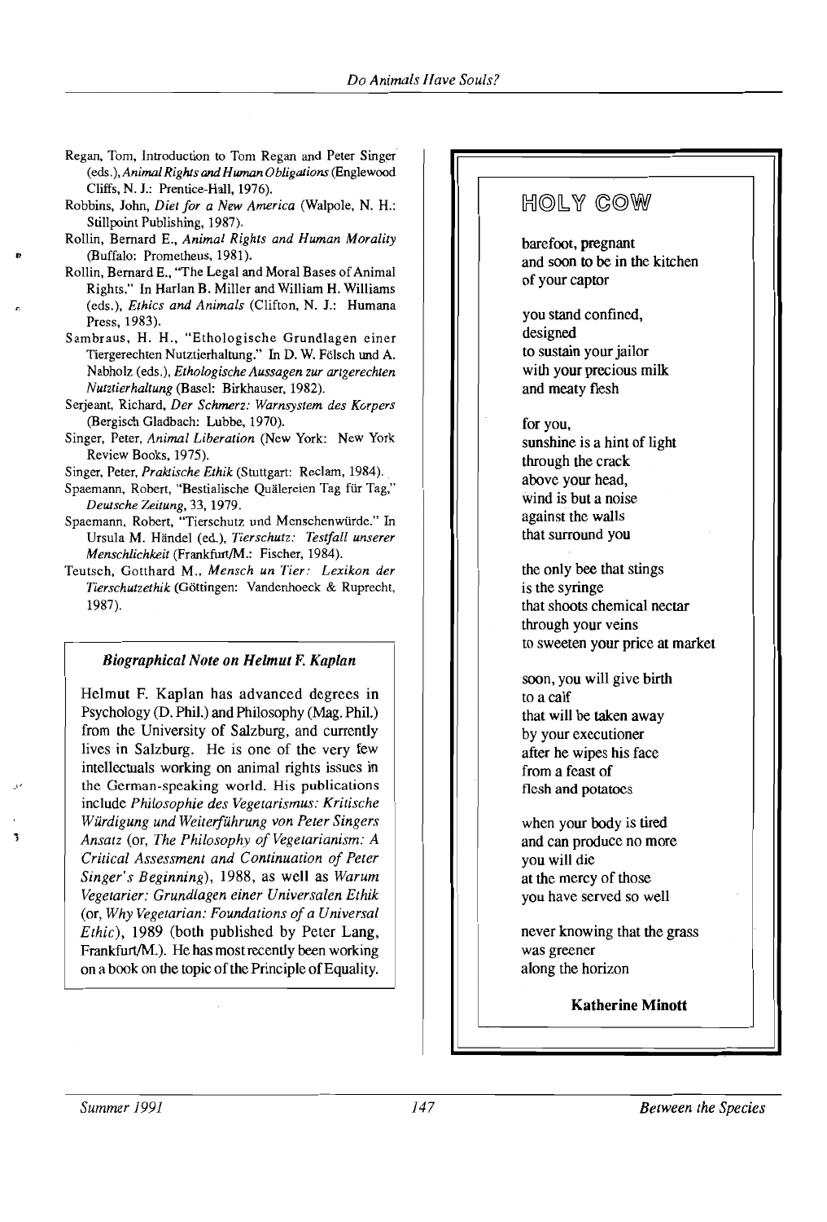Regan, Tom, Introduction to Tom Regan and Peter Singer (eds.), *Animal Rights and Human Obligations* (Englewood Cliffs, N. J.: Prentice-Hall, 1976).

Robbins, John, *Diet for a New America* (Walpole, N. H.: Stillpoint Publishing, 1987).

Rollin, Bernard E., *Animal Rights and Human Morality* (Buffalo: Prometheus, 1981).

Rollin, Bernard E., "The Legal and Moral Bases of Animal Rights." In Harlan B. Miller and William H. Williams (eds.), *Ethics and Animals* (Clifton, N. J.: Humana Press, 1983).

Sambraus, H. H., "Ethologische Grundlagen einer Tiergerechten Nutztierhaltung." In D. W. Fölsch und A. Nabholz (eds.), *Ethologische Aussagen zur artgerechten Nutztierhaltung* (Basel: Birkhauser, 1982).

Serjeant, Richard, *Der Schmerz: Warnsystem des Korpers* (Bergisch Gladbach: Lubbe, 1970).

Singer, Peter, *Animal Liberation* (New York: New York Review Books, 1975).

Singer, Peter, *Praktische Ethik* (Stuttgart: Reclam, 1984).

Spaemann, Robert, "Bestialische Quälereien Tag für Tag," *Deutsche Zeitung*, 33, 1979.

Spaemann, Robert, "Tierschutz und Menschenwürde." In Ursula M. Händel (ed.), *Tierschutz: Testfall unserer Menschlichkeit* (Frankfurt/M.: Fischer, 1984).

Teutsch, Gotthard M., *Mensch un Tier: Lexikon der Tierschutzethik* (Göttingen: Vandenhoeck & Ruprecht, 1987).

### *Biographical Note on Helmut F. Kaplan*

Helmut F. Kaplan has advanced degrees in Psychology (D. Phil.) and Philosophy (Mag. Phil.) from the University of Salzburg, and currently lives in Salzburg. He is one of the very few intellectuals working on animal rights issues in the German-speaking world. His publications include *Philosophie des Vegetarismus: Kritische Würdigung und Weiterführung von Peter Singers Ansatz* (or, *The Philosophy of Vegetarianism: A Critical Assessment and Continuation of Peter Singer's Beginning*), 1988, as well as *Warum Vegetarier: Grundlagen einer Universalen Ethik* (or, *Why Vegetarian: Foundations of a Universal Ethic*), 1989 (both published by Peter Lang, Frankfurt/M.). He has most recently been working on a book on the topic of the Principle of Equality.

## HOLY COW

barefoot, pregnant
and soon to be in the kitchen
of your captor

you stand confined,
designed
to sustain your jailor
with your precious milk
and meaty flesh

for you,
sunshine is a hint of light
through the crack
above your head,
wind is but a noise
against the walls
that surround you

the only bee that stings
is the syringe
that shoots chemical nectar
through your veins
to sweeten your price at market

soon, you will give birth
to a calf
that will be taken away
by your executioner
after he wipes his face
from a feast of
flesh and potatoes

when your body is tired
and can produce no more
you will die
at the mercy of those
you have served so well

never knowing that the grass
was greener
along the horizon

**Katherine Minott**